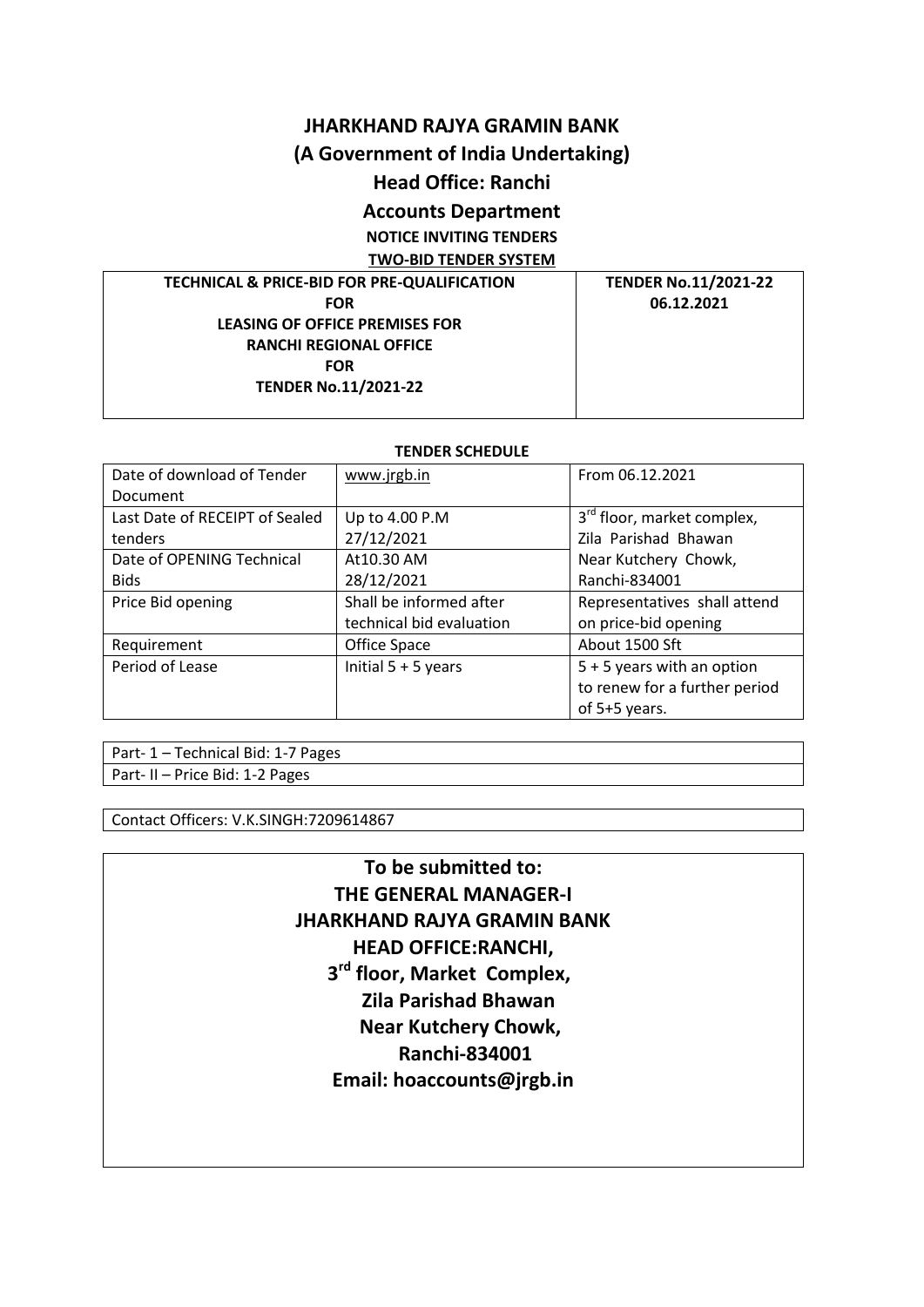# JHARKHAND RAJYA GRAMIN BANK

## (A Government of India Undertaking)

## Head Office: Ranchi

## Accounts Department

**NOTICE INVITING TENDERS**

**TWO-BID TENDER SYSTEM**

| **TECHNICAL & PRICE-BID FOR PRE-QUALIFICATION FOR LEASING OF OFFICE PREMISES FOR RANCHI REGIONAL OFFICE FOR TENDER No.11/2021-22** | **TENDER No.11/2021-22 06.12.2021** |
|---|---|

**TENDER SCHEDULE**

| | | |
|---|---|---|
| Date of download of Tender Document | www.jrgb.in | From 06.12.2021 |
| Last Date of RECEIPT of Sealed tenders | Up to 4.00 P.M 27/12/2021 | 3rd floor, market complex, Zila Parishad Bhawan Near Kutchery Chowk, Ranchi-834001 |
| Date of OPENING Technical Bids | At10.30 AM 28/12/2021 | |
| Price Bid opening | Shall be informed after technical bid evaluation | Representatives shall attend on price-bid opening |
| Requirement | Office Space | About 1500 Sft |
| Period of Lease | Initial 5 + 5 years | 5 + 5 years with an option to renew for a further period of 5+5 years. |

| |
|---|
| Part- 1 – Technical Bid: 1-7 Pages |
| Part- II – Price Bid: 1-2 Pages |

Contact Officers: V.K.SINGH:7209614867

**To be submitted to:**
**THE GENERAL MANAGER-I**
**JHARKHAND RAJYA GRAMIN BANK**
**HEAD OFFICE:RANCHI,**
**3rd floor, Market Complex,**
**Zila Parishad Bhawan**
**Near Kutchery Chowk,**
**Ranchi-834001**
**Email: hoaccounts@jrgb.in**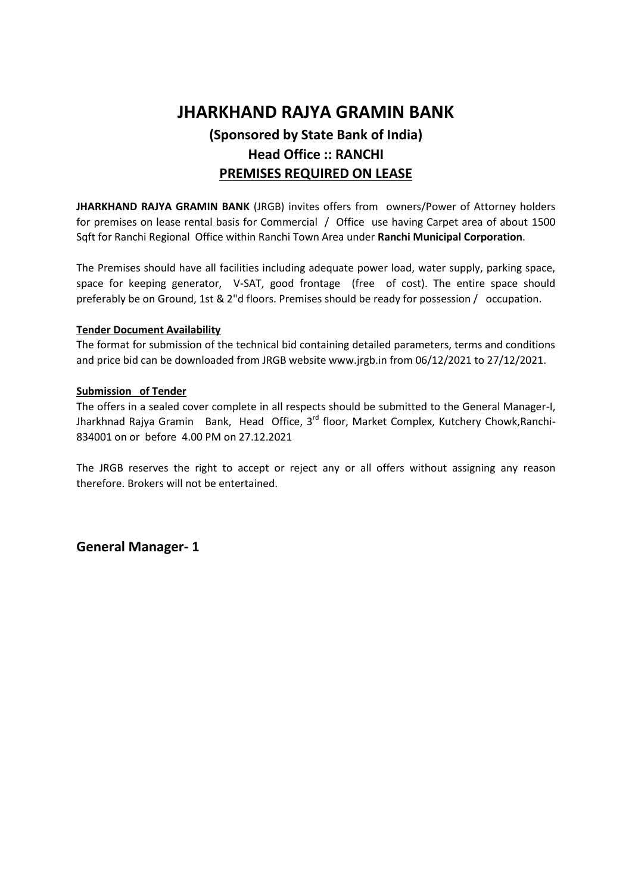# JHARKHAND RAJYA GRAMIN BANK

## (Sponsored by State Bank of India)

## Head Office :: RANCHI

## PREMISES REQUIRED ON LEASE

**JHARKHAND RAJYA GRAMIN BANK** (JRGB) invites offers from owners/Power of Attorney holders for premises on lease rental basis for Commercial / Office use having Carpet area of about 1500 Sqft for Ranchi Regional Office within Ranchi Town Area under **Ranchi Municipal Corporation**.

The Premises should have all facilities including adequate power load, water supply, parking space, space for keeping generator, V-SAT, good frontage (free of cost). The entire space should preferably be on Ground, 1st & 2"d floors. Premises should be ready for possession / occupation.

**Tender Document Availability**

The format for submission of the technical bid containing detailed parameters, terms and conditions and price bid can be downloaded from JRGB website www.jrgb.in from 06/12/2021 to 27/12/2021.

**Submission of Tender**

The offers in a sealed cover complete in all respects should be submitted to the General Manager-I, Jharkhnad Rajya Gramin Bank, Head Office, 3rd floor, Market Complex, Kutchery Chowk,Ranchi-834001 on or before 4.00 PM on 27.12.2021

The JRGB reserves the right to accept or reject any or all offers without assigning any reason therefore. Brokers will not be entertained.

**General Manager- 1**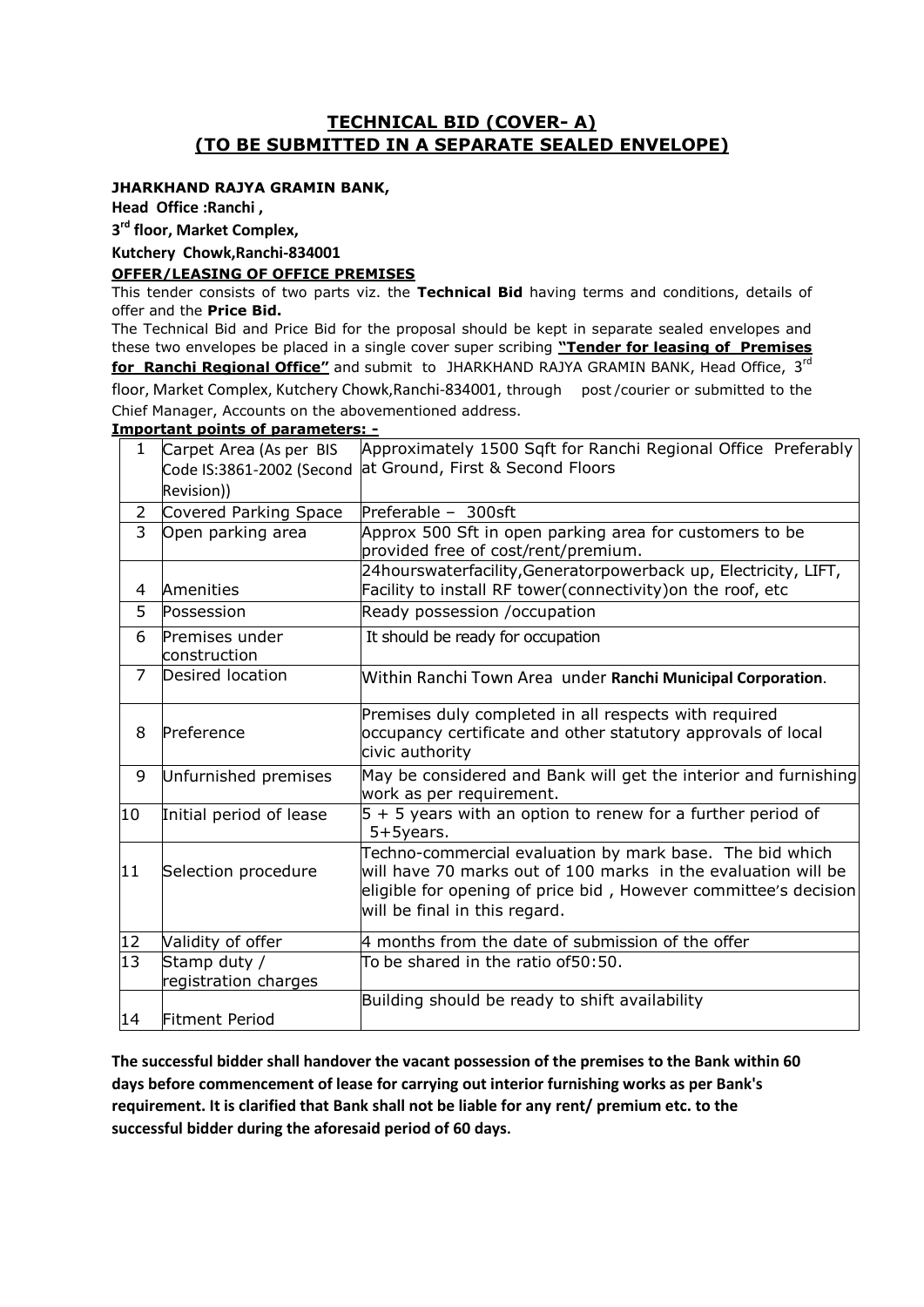# TECHNICAL BID (COVER- A)
## (TO BE SUBMITTED IN A SEPARATE SEALED ENVELOPE)

**JHARKHAND RAJYA GRAMIN BANK,**

**Head Office :Ranchi ,**

**3rd floor, Market Complex,**

**Kutchery Chowk,Ranchi-834001**

**OFFER/LEASING OF OFFICE PREMISES**

This tender consists of two parts viz. the **Technical Bid** having terms and conditions, details of offer and the **Price Bid.**

The Technical Bid and Price Bid for the proposal should be kept in separate sealed envelopes and these two envelopes be placed in a single cover super scribing **"Tender for leasing of Premises for Ranchi Regional Office"** and submit to JHARKHAND RAJYA GRAMIN BANK, Head Office, 3rd floor, Market Complex, Kutchery Chowk,Ranchi-834001, through post/courier or submitted to the Chief Manager, Accounts on the abovementioned address.

**Important points of parameters: -**

| | | |
|---|---|---|
| 1 | Carpet Area (As per BIS Code IS:3861-2002 (Second Revision)) | Approximately 1500 Sqft for Ranchi Regional Office Preferably at Ground, First & Second Floors |
| 2 | Covered Parking Space | Preferable – 300sft |
| 3 | Open parking area | Approx 500 Sft in open parking area for customers to be provided free of cost/rent/premium. |
| 4 | Amenities | 24hourswaterfacility,Generatorpowerback up, Electricity, LIFT, Facility to install RF tower(connectivity)on the roof, etc |
| 5 | Possession | Ready possession /occupation |
| 6 | Premises under construction | It should be ready for occupation |
| 7 | Desired location | Within Ranchi Town Area under **Ranchi Municipal Corporation**. |
| 8 | Preference | Premises duly completed in all respects with required occupancy certificate and other statutory approvals of local civic authority |
| 9 | Unfurnished premises | May be considered and Bank will get the interior and furnishing work as per requirement. |
| 10 | Initial period of lease | 5 + 5 years with an option to renew for a further period of 5+5years. |
| 11 | Selection procedure | Techno-commercial evaluation by mark base. The bid which will have 70 marks out of 100 marks in the evaluation will be eligible for opening of price bid , However committee's decision will be final in this regard. |
| 12 | Validity of offer | 4 months from the date of submission of the offer |
| 13 | Stamp duty / registration charges | To be shared in the ratio of50:50. |
| 14 | Fitment Period | Building should be ready to shift availability |

**The successful bidder shall handover the vacant possession of the premises to the Bank within 60 days before commencement of lease for carrying out interior furnishing works as per Bank's requirement. It is clarified that Bank shall not be liable for any rent/ premium etc. to the successful bidder during the aforesaid period of 60 days.**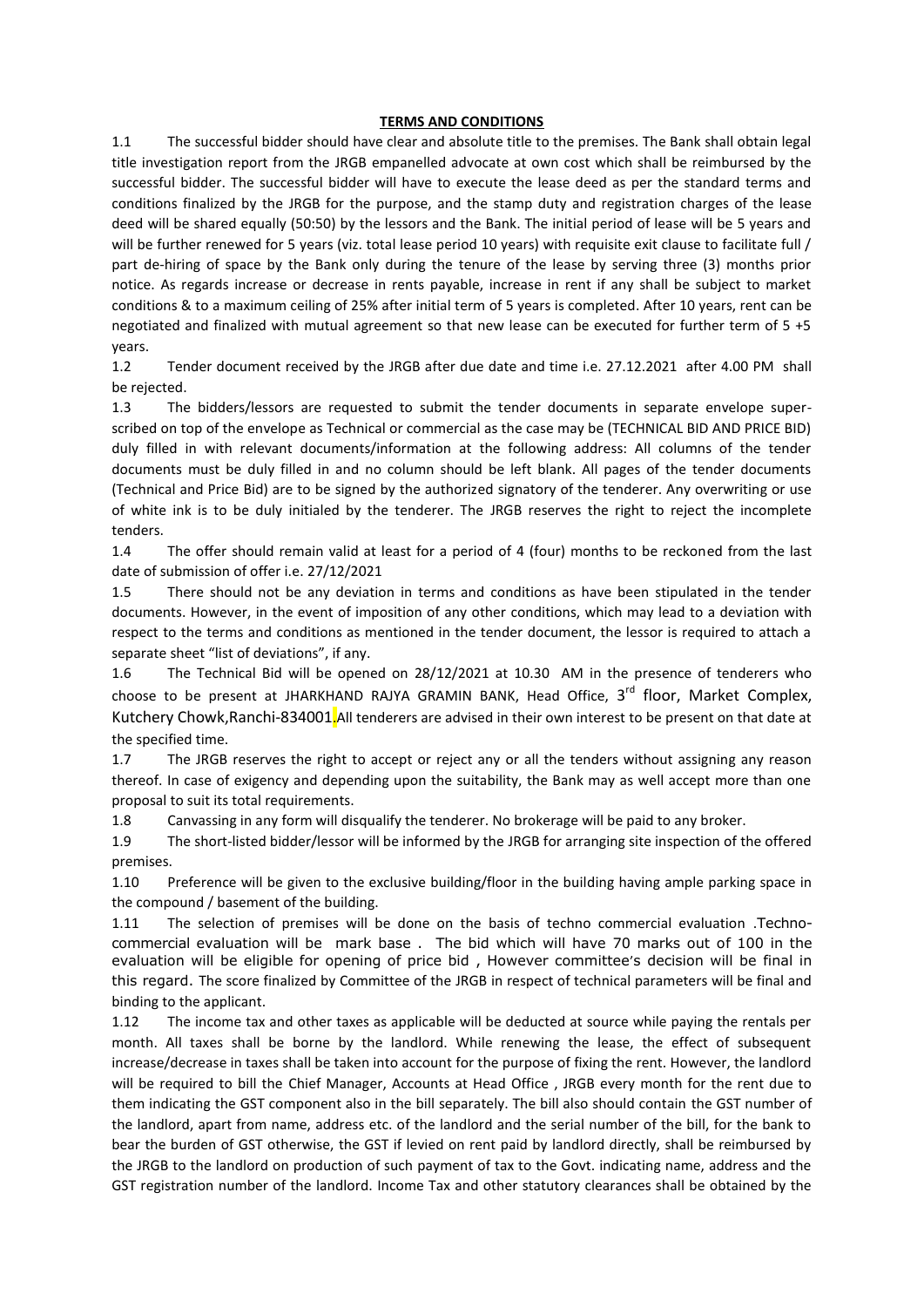**TERMS AND CONDITIONS**

1.1 The successful bidder should have clear and absolute title to the premises. The Bank shall obtain legal title investigation report from the JRGB empanelled advocate at own cost which shall be reimbursed by the successful bidder. The successful bidder will have to execute the lease deed as per the standard terms and conditions finalized by the JRGB for the purpose, and the stamp duty and registration charges of the lease deed will be shared equally (50:50) by the lessors and the Bank. The initial period of lease will be 5 years and will be further renewed for 5 years (viz. total lease period 10 years) with requisite exit clause to facilitate full / part de-hiring of space by the Bank only during the tenure of the lease by serving three (3) months prior notice. As regards increase or decrease in rents payable, increase in rent if any shall be subject to market conditions & to a maximum ceiling of 25% after initial term of 5 years is completed. After 10 years, rent can be negotiated and finalized with mutual agreement so that new lease can be executed for further term of 5 +5 years.

1.2 Tender document received by the JRGB after due date and time i.e. 27.12.2021 after 4.00 PM shall be rejected.

1.3 The bidders/lessors are requested to submit the tender documents in separate envelope super-scribed on top of the envelope as Technical or commercial as the case may be (TECHNICAL BID AND PRICE BID) duly filled in with relevant documents/information at the following address: All columns of the tender documents must be duly filled in and no column should be left blank. All pages of the tender documents (Technical and Price Bid) are to be signed by the authorized signatory of the tenderer. Any overwriting or use of white ink is to be duly initialed by the tenderer. The JRGB reserves the right to reject the incomplete tenders.

1.4 The offer should remain valid at least for a period of 4 (four) months to be reckoned from the last date of submission of offer i.e. 27/12/2021

1.5 There should not be any deviation in terms and conditions as have been stipulated in the tender documents. However, in the event of imposition of any other conditions, which may lead to a deviation with respect to the terms and conditions as mentioned in the tender document, the lessor is required to attach a separate sheet "list of deviations", if any.

1.6 The Technical Bid will be opened on 28/12/2021 at 10.30 AM in the presence of tenderers who choose to be present at JHARKHAND RAJYA GRAMIN BANK, Head Office, 3rd floor, Market Complex, Kutchery Chowk,Ranchi-834001.All tenderers are advised in their own interest to be present on that date at the specified time.

1.7 The JRGB reserves the right to accept or reject any or all the tenders without assigning any reason thereof. In case of exigency and depending upon the suitability, the Bank may as well accept more than one proposal to suit its total requirements.

1.8 Canvassing in any form will disqualify the tenderer. No brokerage will be paid to any broker.

1.9 The short-listed bidder/lessor will be informed by the JRGB for arranging site inspection of the offered premises.

1.10 Preference will be given to the exclusive building/floor in the building having ample parking space in the compound / basement of the building.

1.11 The selection of premises will be done on the basis of techno commercial evaluation .Techno-commercial evaluation will be mark base . The bid which will have 70 marks out of 100 in the evaluation will be eligible for opening of price bid , However committee's decision will be final in this regard. The score finalized by Committee of the JRGB in respect of technical parameters will be final and binding to the applicant.

1.12 The income tax and other taxes as applicable will be deducted at source while paying the rentals per month. All taxes shall be borne by the landlord. While renewing the lease, the effect of subsequent increase/decrease in taxes shall be taken into account for the purpose of fixing the rent. However, the landlord will be required to bill the Chief Manager, Accounts at Head Office , JRGB every month for the rent due to them indicating the GST component also in the bill separately. The bill also should contain the GST number of the landlord, apart from name, address etc. of the landlord and the serial number of the bill, for the bank to bear the burden of GST otherwise, the GST if levied on rent paid by landlord directly, shall be reimbursed by the JRGB to the landlord on production of such payment of tax to the Govt. indicating name, address and the GST registration number of the landlord. Income Tax and other statutory clearances shall be obtained by the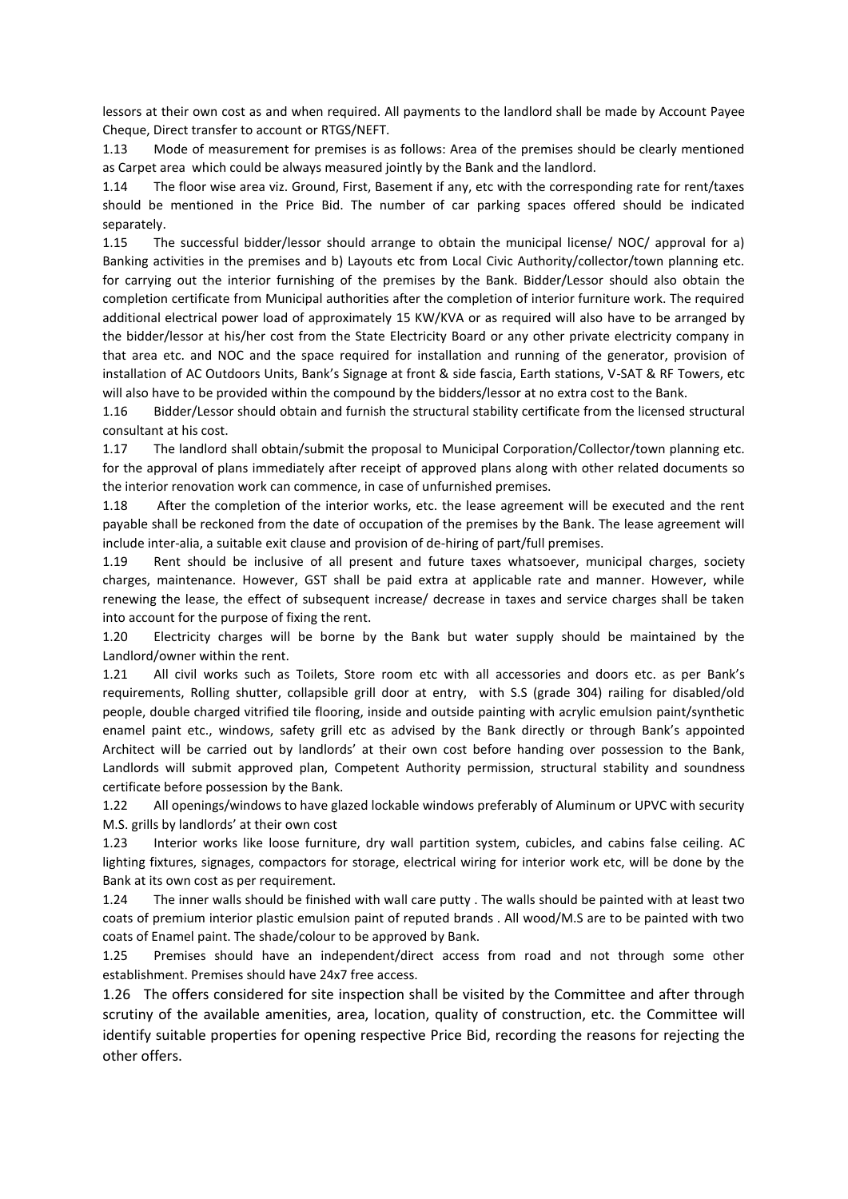lessors at their own cost as and when required. All payments to the landlord shall be made by Account Payee Cheque, Direct transfer to account or RTGS/NEFT.

1.13 Mode of measurement for premises is as follows: Area of the premises should be clearly mentioned as Carpet area which could be always measured jointly by the Bank and the landlord.

1.14 The floor wise area viz. Ground, First, Basement if any, etc with the corresponding rate for rent/taxes should be mentioned in the Price Bid. The number of car parking spaces offered should be indicated separately.

1.15 The successful bidder/lessor should arrange to obtain the municipal license/ NOC/ approval for a) Banking activities in the premises and b) Layouts etc from Local Civic Authority/collector/town planning etc. for carrying out the interior furnishing of the premises by the Bank. Bidder/Lessor should also obtain the completion certificate from Municipal authorities after the completion of interior furniture work. The required additional electrical power load of approximately 15 KW/KVA or as required will also have to be arranged by the bidder/lessor at his/her cost from the State Electricity Board or any other private electricity company in that area etc. and NOC and the space required for installation and running of the generator, provision of installation of AC Outdoors Units, Bank's Signage at front & side fascia, Earth stations, V-SAT & RF Towers, etc will also have to be provided within the compound by the bidders/lessor at no extra cost to the Bank.

1.16 Bidder/Lessor should obtain and furnish the structural stability certificate from the licensed structural consultant at his cost.

1.17 The landlord shall obtain/submit the proposal to Municipal Corporation/Collector/town planning etc. for the approval of plans immediately after receipt of approved plans along with other related documents so the interior renovation work can commence, in case of unfurnished premises.

1.18 After the completion of the interior works, etc. the lease agreement will be executed and the rent payable shall be reckoned from the date of occupation of the premises by the Bank. The lease agreement will include inter-alia, a suitable exit clause and provision of de-hiring of part/full premises.

1.19 Rent should be inclusive of all present and future taxes whatsoever, municipal charges, society charges, maintenance. However, GST shall be paid extra at applicable rate and manner. However, while renewing the lease, the effect of subsequent increase/ decrease in taxes and service charges shall be taken into account for the purpose of fixing the rent.

1.20 Electricity charges will be borne by the Bank but water supply should be maintained by the Landlord/owner within the rent.

1.21 All civil works such as Toilets, Store room etc with all accessories and doors etc. as per Bank's requirements, Rolling shutter, collapsible grill door at entry, with S.S (grade 304) railing for disabled/old people, double charged vitrified tile flooring, inside and outside painting with acrylic emulsion paint/synthetic enamel paint etc., windows, safety grill etc as advised by the Bank directly or through Bank's appointed Architect will be carried out by landlords' at their own cost before handing over possession to the Bank, Landlords will submit approved plan, Competent Authority permission, structural stability and soundness certificate before possession by the Bank.

1.22 All openings/windows to have glazed lockable windows preferably of Aluminum or UPVC with security M.S. grills by landlords' at their own cost

1.23 Interior works like loose furniture, dry wall partition system, cubicles, and cabins false ceiling. AC lighting fixtures, signages, compactors for storage, electrical wiring for interior work etc, will be done by the Bank at its own cost as per requirement.

1.24 The inner walls should be finished with wall care putty . The walls should be painted with at least two coats of premium interior plastic emulsion paint of reputed brands . All wood/M.S are to be painted with two coats of Enamel paint. The shade/colour to be approved by Bank.

1.25 Premises should have an independent/direct access from road and not through some other establishment. Premises should have 24x7 free access.

1.26 The offers considered for site inspection shall be visited by the Committee and after through scrutiny of the available amenities, area, location, quality of construction, etc. the Committee will identify suitable properties for opening respective Price Bid, recording the reasons for rejecting the other offers.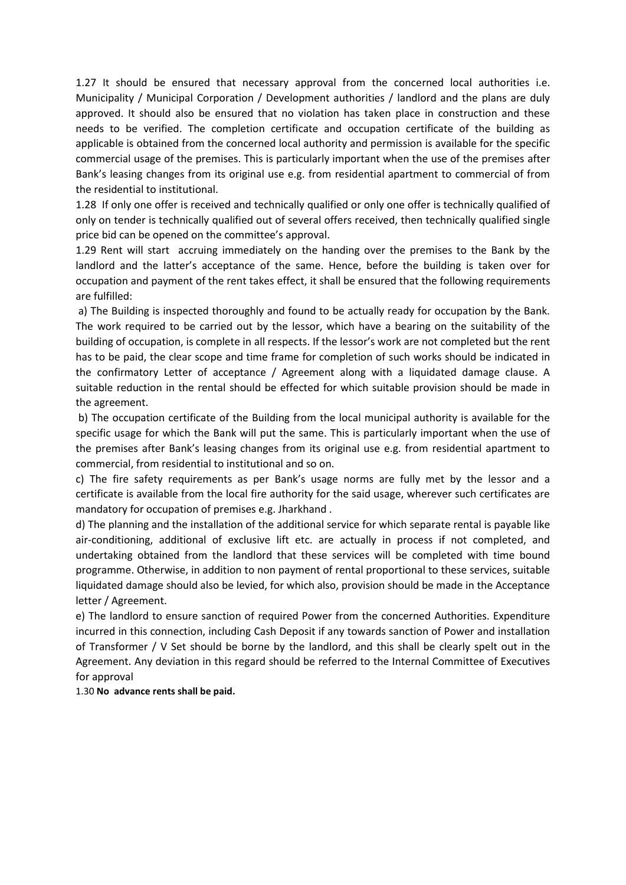1.27 It should be ensured that necessary approval from the concerned local authorities i.e. Municipality / Municipal Corporation / Development authorities / landlord and the plans are duly approved. It should also be ensured that no violation has taken place in construction and these needs to be verified. The completion certificate and occupation certificate of the building as applicable is obtained from the concerned local authority and permission is available for the specific commercial usage of the premises. This is particularly important when the use of the premises after Bank's leasing changes from its original use e.g. from residential apartment to commercial of from the residential to institutional.

1.28 If only one offer is received and technically qualified or only one offer is technically qualified of only on tender is technically qualified out of several offers received, then technically qualified single price bid can be opened on the committee's approval.

1.29 Rent will start accruing immediately on the handing over the premises to the Bank by the landlord and the latter's acceptance of the same. Hence, before the building is taken over for occupation and payment of the rent takes effect, it shall be ensured that the following requirements are fulfilled:

a) The Building is inspected thoroughly and found to be actually ready for occupation by the Bank. The work required to be carried out by the lessor, which have a bearing on the suitability of the building of occupation, is complete in all respects. If the lessor's work are not completed but the rent has to be paid, the clear scope and time frame for completion of such works should be indicated in the confirmatory Letter of acceptance / Agreement along with a liquidated damage clause. A suitable reduction in the rental should be effected for which suitable provision should be made in the agreement.

b) The occupation certificate of the Building from the local municipal authority is available for the specific usage for which the Bank will put the same. This is particularly important when the use of the premises after Bank's leasing changes from its original use e.g. from residential apartment to commercial, from residential to institutional and so on.

c) The fire safety requirements as per Bank's usage norms are fully met by the lessor and a certificate is available from the local fire authority for the said usage, wherever such certificates are mandatory for occupation of premises e.g. Jharkhand .

d) The planning and the installation of the additional service for which separate rental is payable like air-conditioning, additional of exclusive lift etc. are actually in process if not completed, and undertaking obtained from the landlord that these services will be completed with time bound programme. Otherwise, in addition to non payment of rental proportional to these services, suitable liquidated damage should also be levied, for which also, provision should be made in the Acceptance letter / Agreement.

e) The landlord to ensure sanction of required Power from the concerned Authorities. Expenditure incurred in this connection, including Cash Deposit if any towards sanction of Power and installation of Transformer / V Set should be borne by the landlord, and this shall be clearly spelt out in the Agreement. Any deviation in this regard should be referred to the Internal Committee of Executives for approval

1.30 **No advance rents shall be paid.**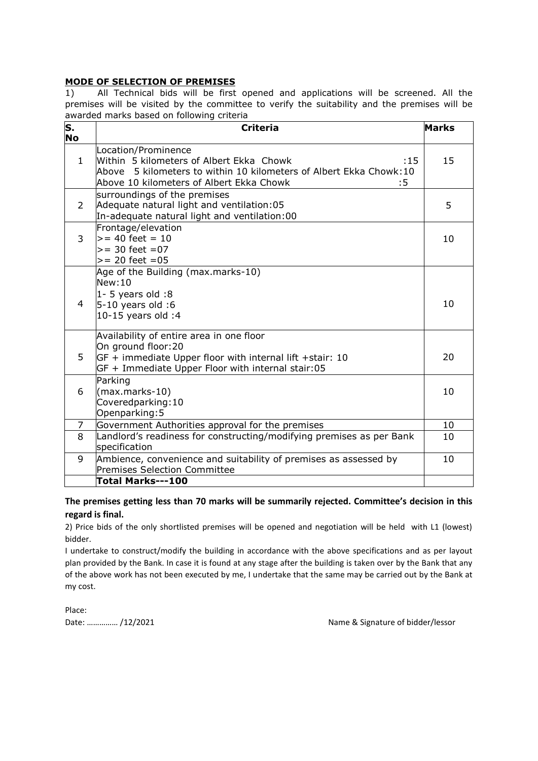**MODE OF SELECTION OF PREMISES**

1) All Technical bids will be first opened and applications will be screened. All the premises will be visited by the committee to verify the suitability and the premises will be awarded marks based on following criteria

| S. No | Criteria | Marks |
|---|---|---|
| 1 | Location/Prominence<br>Within 5 kilometers of Albert Ekka Chowk :15<br>Above 5 kilometers to within 10 kilometers of Albert Ekka Chowk:10<br>Above 10 kilometers of Albert Ekka Chowk :5 | 15 |
| 2 | surroundings of the premises<br>Adequate natural light and ventilation:05<br>In-adequate natural light and ventilation:00 | 5 |
| 3 | Frontage/elevation<br>>= 40 feet = 10<br>>= 30 feet =07<br>>= 20 feet =05 | 10 |
| 4 | Age of the Building (max.marks-10)<br>New:10<br>1- 5 years old :8<br>5-10 years old :6<br>10-15 years old :4 | 10 |
| 5 | Availability of entire area in one floor<br>On ground floor:20<br>GF + immediate Upper floor with internal lift +stair: 10<br>GF + Immediate Upper Floor with internal stair:05 | 20 |
| 6 | Parking<br>(max.marks-10)<br>Coveredparking:10<br>Openparking:5 | 10 |
| 7 | Government Authorities approval for the premises | 10 |
| 8 | Landlord's readiness for constructing/modifying premises as per Bank specification | 10 |
| 9 | Ambience, convenience and suitability of premises as assessed by Premises Selection Committee | 10 |
| | **Total Marks---100** | |

**The premises getting less than 70 marks will be summarily rejected. Committee's decision in this regard is final.**

2) Price bids of the only shortlisted premises will be opened and negotiation will be held with L1 (lowest) bidder.

I undertake to construct/modify the building in accordance with the above specifications and as per layout plan provided by the Bank. In case it is found at any stage after the building is taken over by the Bank that any of the above work has not been executed by me, I undertake that the same may be carried out by the Bank at my cost.

Place:

Date: …………… /12/2021 Name & Signature of bidder/lessor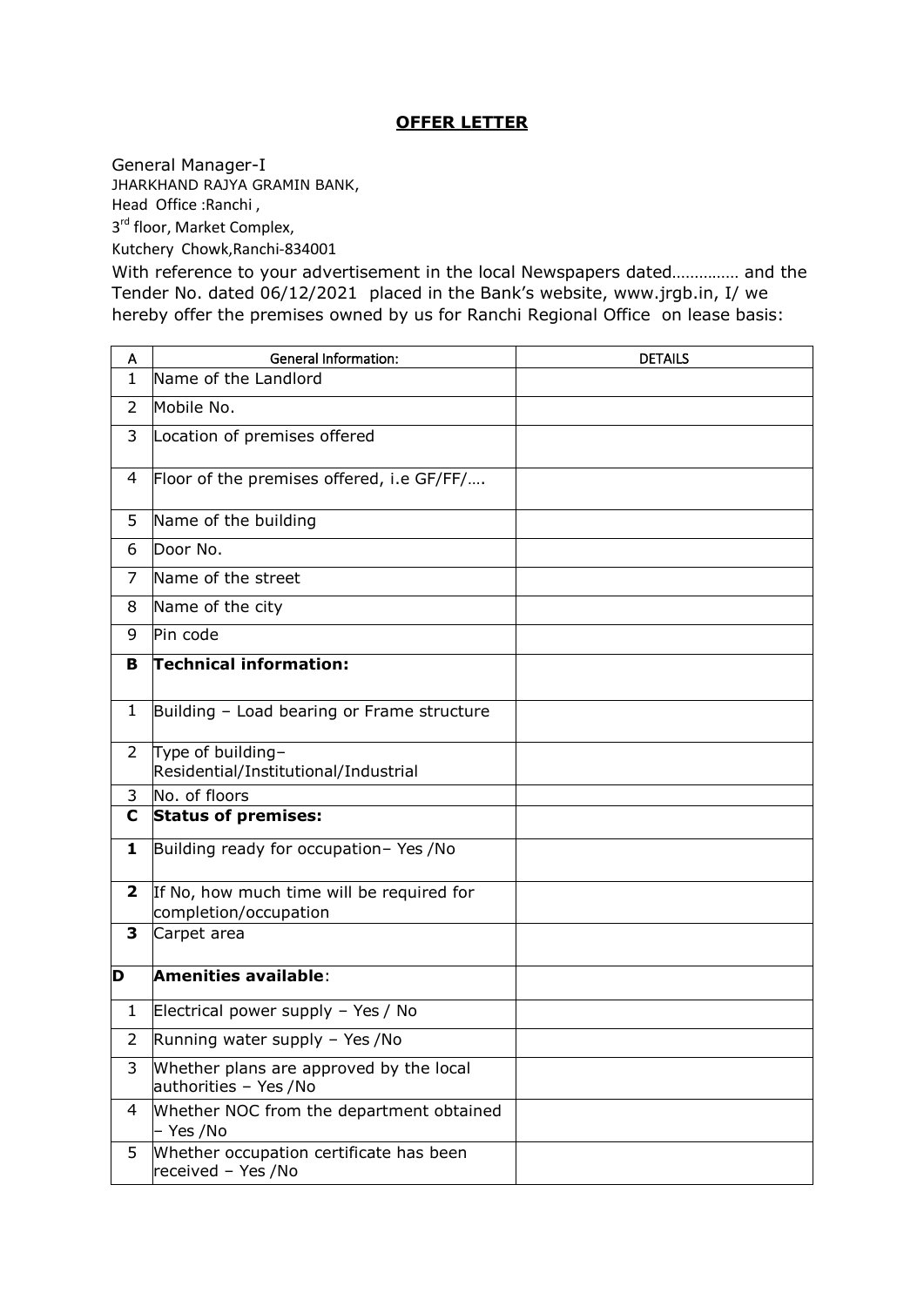# OFFER LETTER

General Manager-I
JHARKHAND RAJYA GRAMIN BANK,
Head Office :Ranchi ,
3rd floor, Market Complex,
Kutchery Chowk,Ranchi-834001

With reference to your advertisement in the local Newspapers dated………….. and the Tender No. dated 06/12/2021 placed in the Bank's website, www.jrgb.in, I/ we hereby offer the premises owned by us for Ranchi Regional Office on lease basis:

| A | General Information: | DETAILS |
|---|---|---|
| 1 | Name of the Landlord | |
| 2 | Mobile No. | |
| 3 | Location of premises offered | |
| 4 | Floor of the premises offered, i.e GF/FF/…. | |
| 5 | Name of the building | |
| 6 | Door No. | |
| 7 | Name of the street | |
| 8 | Name of the city | |
| 9 | Pin code | |
| **B** | **Technical information:** | |
| 1 | Building – Load bearing or Frame structure | |
| 2 | Type of building–Residential/Institutional/Industrial | |
| 3 | No. of floors | |
| **C** | **Status of premises:** | |
| **1** | Building ready for occupation– Yes /No | |
| **2** | If No, how much time will be required for completion/occupation | |
| **3** | Carpet area | |
| **D** | **Amenities available**: | |
| 1 | Electrical power supply – Yes / No | |
| 2 | Running water supply – Yes /No | |
| 3 | Whether plans are approved by the local authorities – Yes /No | |
| 4 | Whether NOC from the department obtained – Yes /No | |
| 5 | Whether occupation certificate has been received – Yes /No | |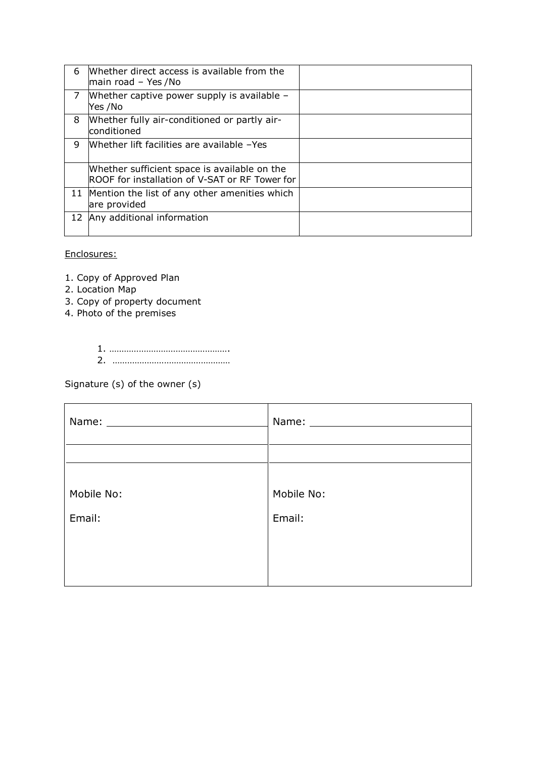| | | |
|---|---|---|
| 6 | Whether direct access is available from the main road – Yes /No | |
| 7 | Whether captive power supply is available – Yes /No | |
| 8 | Whether fully air-conditioned or partly air-conditioned | |
| 9 | Whether lift facilities are available –Yes | |
| | Whether sufficient space is available on the ROOF for installation of V-SAT or RF Tower for | |
| 11 | Mention the list of any other amenities which are provided | |
| 12 | Any additional information | |

Enclosures:

1. Copy of Approved Plan
2. Location Map
3. Copy of property document
4. Photo of the premises

1. ………………………………………….
2. …………………………………………

Signature (s) of the owner (s)

| | |
|---|---|
| Name: ______________________ | Name: ______________________ |
| | |
| | |
| Mobile No: | Mobile No: |
| Email: | Email: |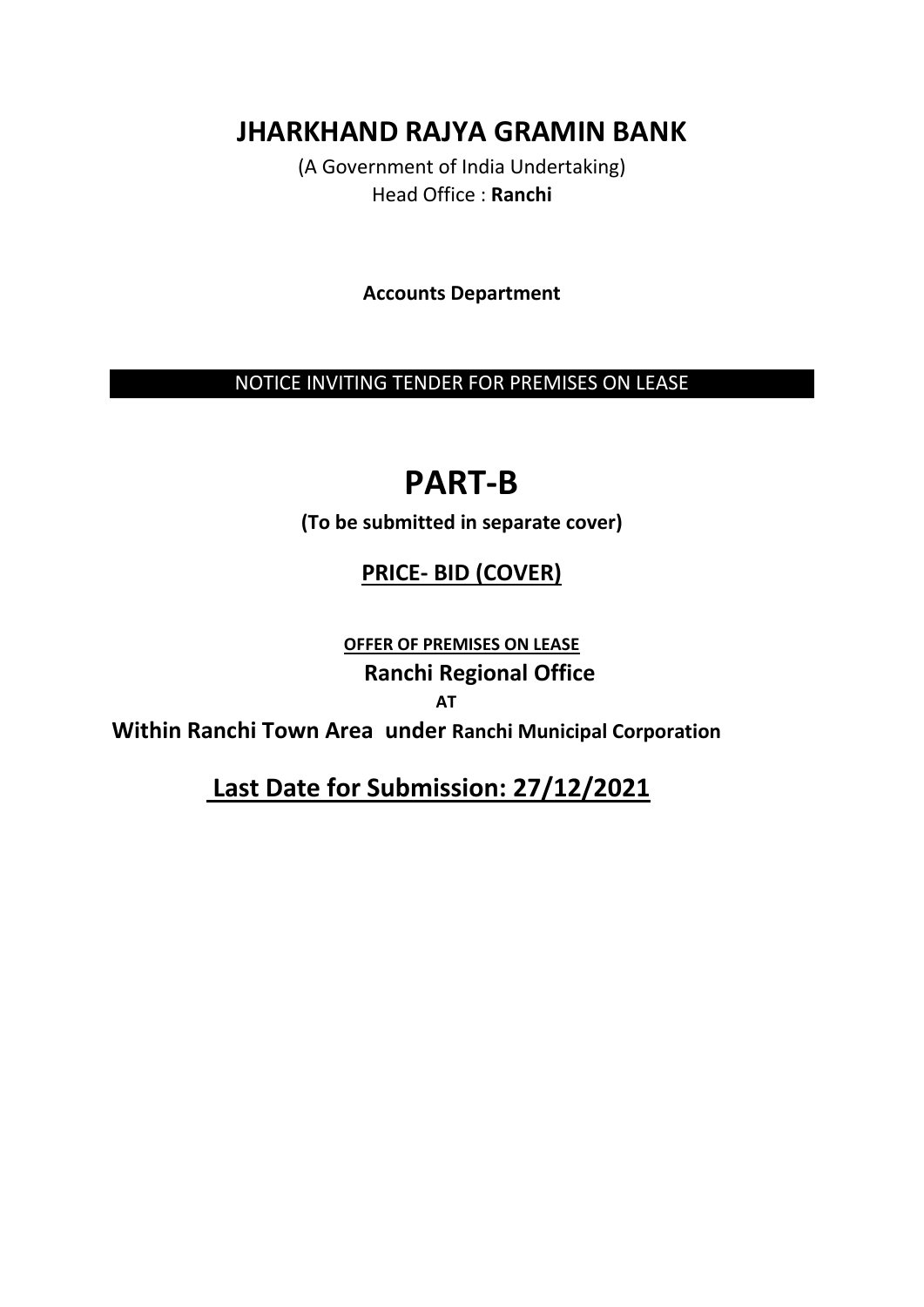# JHARKHAND RAJYA GRAMIN BANK

(A Government of India Undertaking)

Head Office : **Ranchi**

**Accounts Department**

NOTICE INVITING TENDER FOR PREMISES ON LEASE

# PART-B

**(To be submitted in separate cover)**

## PRICE- BID (COVER)

**OFFER OF PREMISES ON LEASE**

**Ranchi Regional Office**

**AT**

**Within Ranchi Town Area under Ranchi Municipal Corporation**

## Last Date for Submission: 27/12/2021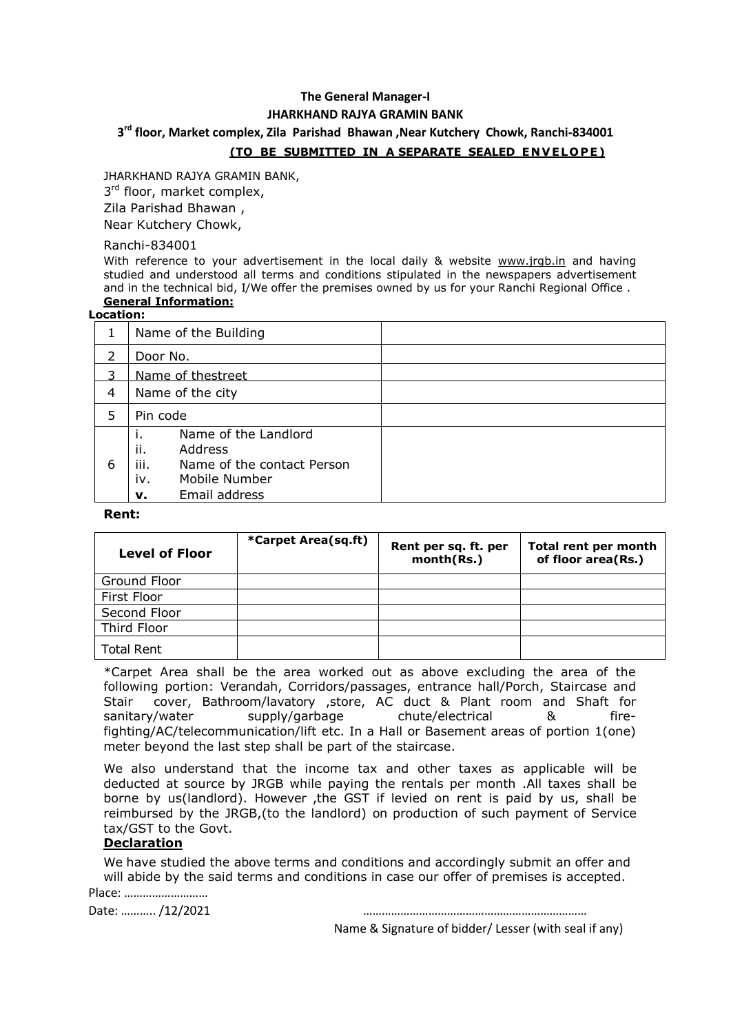**The General Manager-I**

**JHARKHAND RAJYA GRAMIN BANK**

**3rd floor, Market complex, Zila Parishad Bhawan ,Near Kutchery Chowk, Ranchi-834001**

**(TO BE SUBMITTED IN A SEPARATE SEALED ENVELOPE)**

JHARKHAND RAJYA GRAMIN BANK,
3rd floor, market complex,
Zila Parishad Bhawan ,
Near Kutchery Chowk,

Ranchi-834001

With reference to your advertisement in the local daily & website www.jrgb.in and having studied and understood all terms and conditions stipulated in the newspapers advertisement and in the technical bid, I/We offer the premises owned by us for your Ranchi Regional Office .

**General Information:**

**Location:**

| | | |
|---|---|---|
| 1 | Name of the Building | |
| 2 | Door No. | |
| 3 | Name of thestreet | |
| 4 | Name of the city | |
| 5 | Pin code | |
| 6 | i. Name of the Landlord<br>ii. Address<br>iii. Name of the contact Person<br>iv. Mobile Number<br>**v.** Email address | |

**Rent:**

| Level of Floor | *Carpet Area(sq.ft) | Rent per sq. ft. per month(Rs.) | Total rent per month of floor area(Rs.) |
|---|---|---|---|
| Ground Floor | | | |
| First Floor | | | |
| Second Floor | | | |
| Third Floor | | | |
| Total Rent | | | |

*Carpet Area shall be the area worked out as above excluding the area of the following portion: Verandah, Corridors/passages, entrance hall/Porch, Staircase and Stair cover, Bathroom/lavatory ,store, AC duct & Plant room and Shaft for sanitary/water supply/garbage chute/electrical & fire-fighting/AC/telecommunication/lift etc. In a Hall or Basement areas of portion 1(one) meter beyond the last step shall be part of the staircase.

We also understand that the income tax and other taxes as applicable will be deducted at source by JRGB while paying the rentals per month .All taxes shall be borne by us(landlord). However ,the GST if levied on rent is paid by us, shall be reimbursed by the JRGB,(to the landlord) on production of such payment of Service tax/GST to the Govt.

**Declaration**

We have studied the above terms and conditions and accordingly submit an offer and will abide by the said terms and conditions in case our offer of premises is accepted.

Place: ………………………

Date: ……….. /12/2021

………………………………………………………………

Name & Signature of bidder/ Lesser (with seal if any)